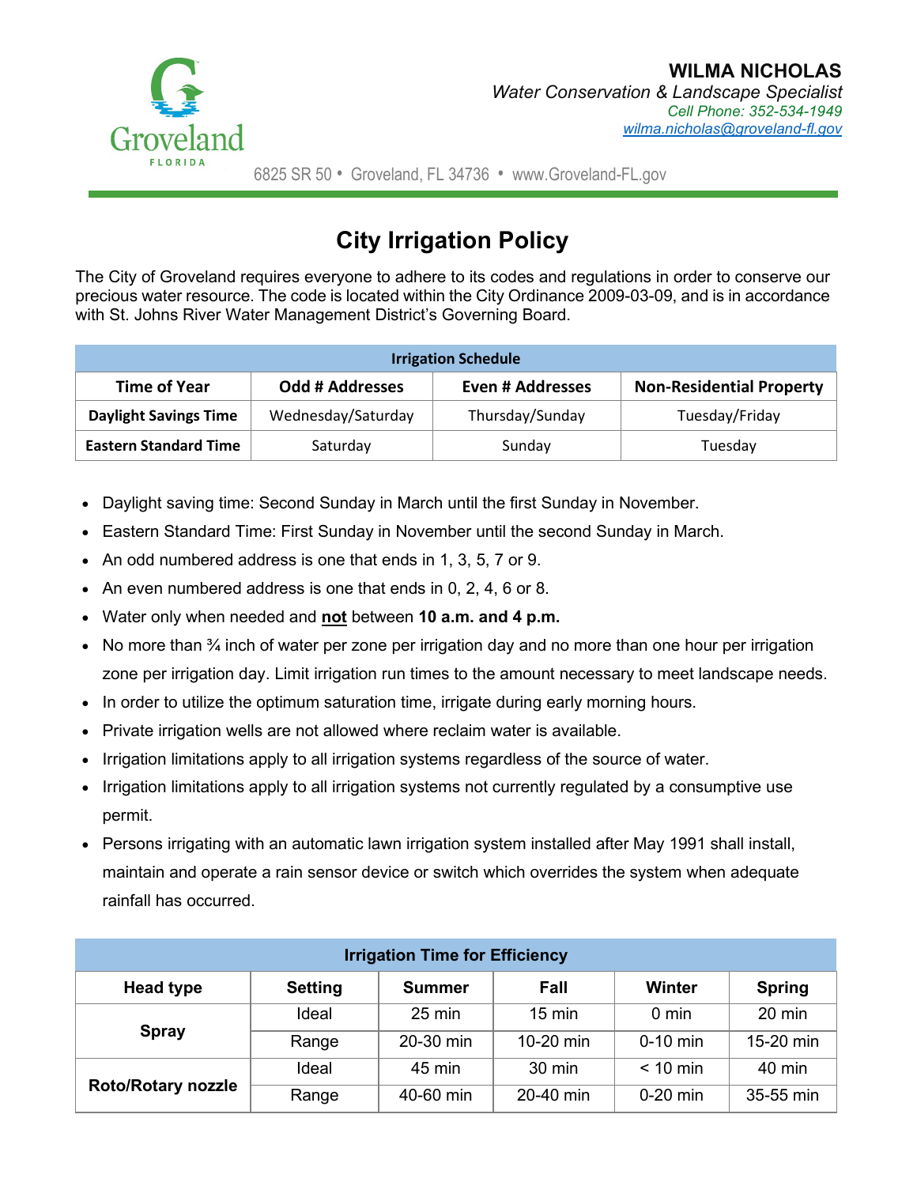Groveland
FLORIDA

**WILMA NICHOLAS**
*Water Conservation & Landscape Specialist*
*Cell Phone: 352-534-1949*
*wilma.nicholas@groveland-fl.gov*

6825 SR 50 • Groveland, FL 34736 • www.Groveland-FL.gov

# City Irrigation Policy

The City of Groveland requires everyone to adhere to its codes and regulations in order to conserve our precious water resource. The code is located within the City Ordinance 2009-03-09, and is in accordance with St. Johns River Water Management District's Governing Board.

| Irrigation Schedule | | | |
|---|---|---|---|
| **Time of Year** | **Odd # Addresses** | **Even # Addresses** | **Non-Residential Property** |
| **Daylight Savings Time** | Wednesday/Saturday | Thursday/Sunday | Tuesday/Friday |
| **Eastern Standard Time** | Saturday | Sunday | Tuesday |

- Daylight saving time: Second Sunday in March until the first Sunday in November.
- Eastern Standard Time: First Sunday in November until the second Sunday in March.
- An odd numbered address is one that ends in 1, 3, 5, 7 or 9.
- An even numbered address is one that ends in 0, 2, 4, 6 or 8.
- Water only when needed and **not** between **10 a.m. and 4 p.m.**
- No more than ¾ inch of water per zone per irrigation day and no more than one hour per irrigation zone per irrigation day. Limit irrigation run times to the amount necessary to meet landscape needs.
- In order to utilize the optimum saturation time, irrigate during early morning hours.
- Private irrigation wells are not allowed where reclaim water is available.
- Irrigation limitations apply to all irrigation systems regardless of the source of water.
- Irrigation limitations apply to all irrigation systems not currently regulated by a consumptive use permit.
- Persons irrigating with an automatic lawn irrigation system installed after May 1991 shall install, maintain and operate a rain sensor device or switch which overrides the system when adequate rainfall has occurred.

| Irrigation Time for Efficiency | | | | | |
|---|---|---|---|---|---|
| **Head type** | **Setting** | **Summer** | **Fall** | **Winter** | **Spring** |
| **Spray** | Ideal | 25 min | 15 min | 0 min | 20 min |
| | Range | 20-30 min | 10-20 min | 0-10 min | 15-20 min |
| **Roto/Rotary nozzle** | Ideal | 45 min | 30 min | < 10 min | 40 min |
| | Range | 40-60 min | 20-40 min | 0-20 min | 35-55 min |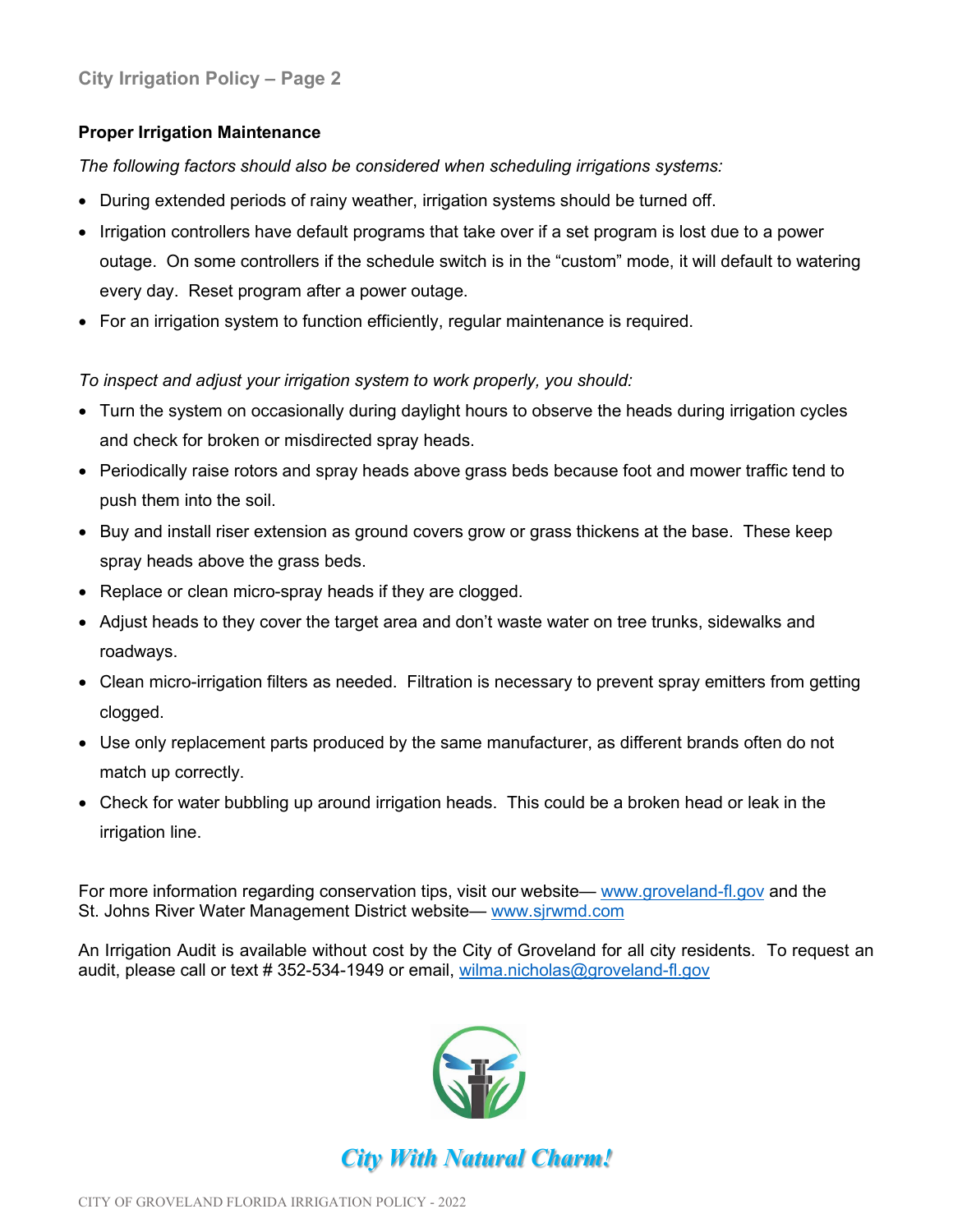**Proper Irrigation Maintenance**

*The following factors should also be considered when scheduling irrigations systems:*

- During extended periods of rainy weather, irrigation systems should be turned off.
- Irrigation controllers have default programs that take over if a set program is lost due to a power outage. On some controllers if the schedule switch is in the "custom" mode, it will default to watering every day. Reset program after a power outage.
- For an irrigation system to function efficiently, regular maintenance is required.

*To inspect and adjust your irrigation system to work properly, you should:*

- Turn the system on occasionally during daylight hours to observe the heads during irrigation cycles and check for broken or misdirected spray heads.
- Periodically raise rotors and spray heads above grass beds because foot and mower traffic tend to push them into the soil.
- Buy and install riser extension as ground covers grow or grass thickens at the base. These keep spray heads above the grass beds.
- Replace or clean micro-spray heads if they are clogged.
- Adjust heads to they cover the target area and don't waste water on tree trunks, sidewalks and roadways.
- Clean micro-irrigation filters as needed. Filtration is necessary to prevent spray emitters from getting clogged.
- Use only replacement parts produced by the same manufacturer, as different brands often do not match up correctly.
- Check for water bubbling up around irrigation heads. This could be a broken head or leak in the irrigation line.

For more information regarding conservation tips, visit our website— www.groveland-fl.gov and the St. Johns River Water Management District website— www.sjrwmd.com

An Irrigation Audit is available without cost by the City of Groveland for all city residents. To request an audit, please call or text # 352-534-1949 or email, wilma.nicholas@groveland-fl.gov

*City With Natural Charm!*